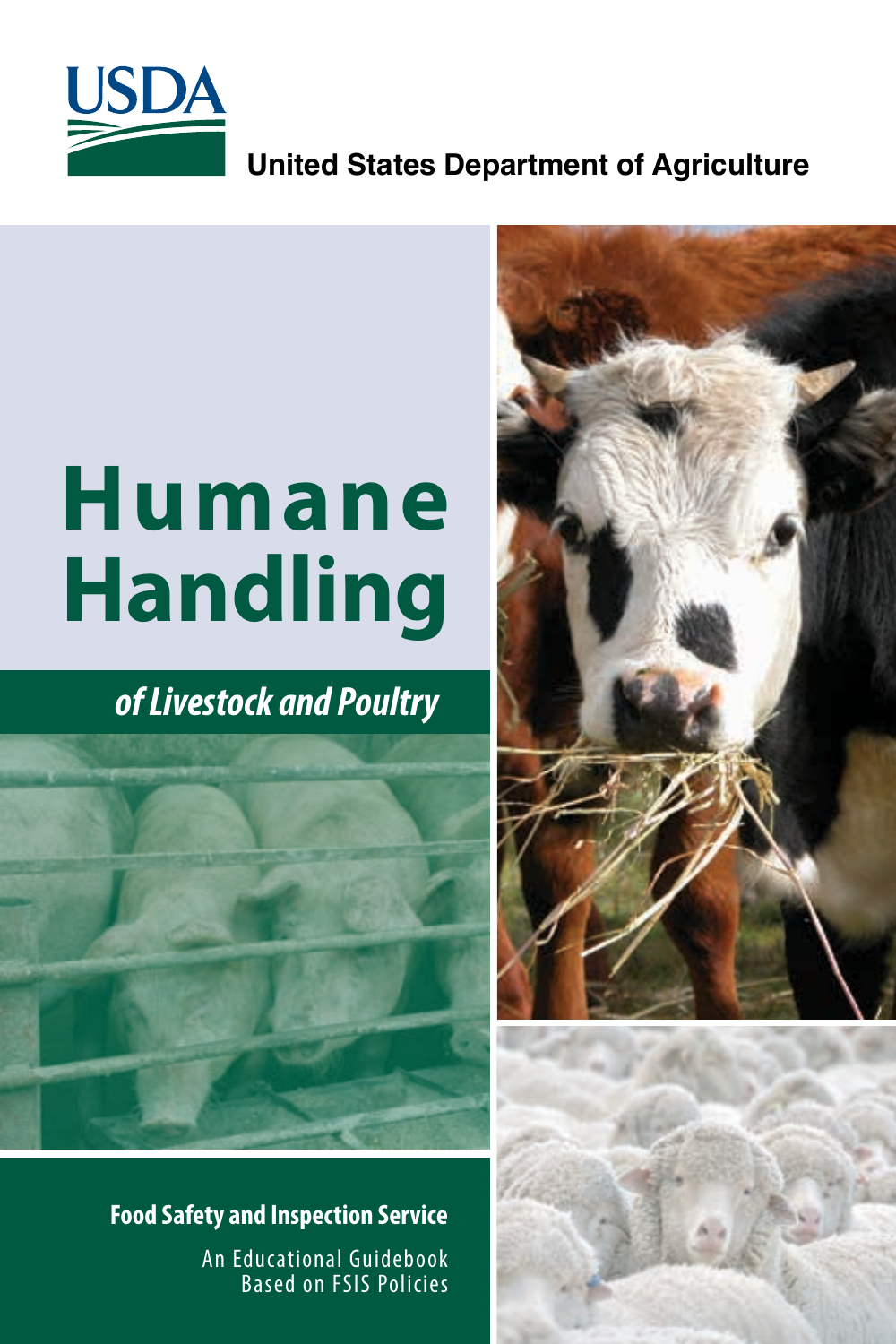USDA

United States Department of Agriculture

# Humane Handling

## *of Livestock and Poultry*

**Food Safety and Inspection Service**

An Educational Guidebook
Based on FSIS Policies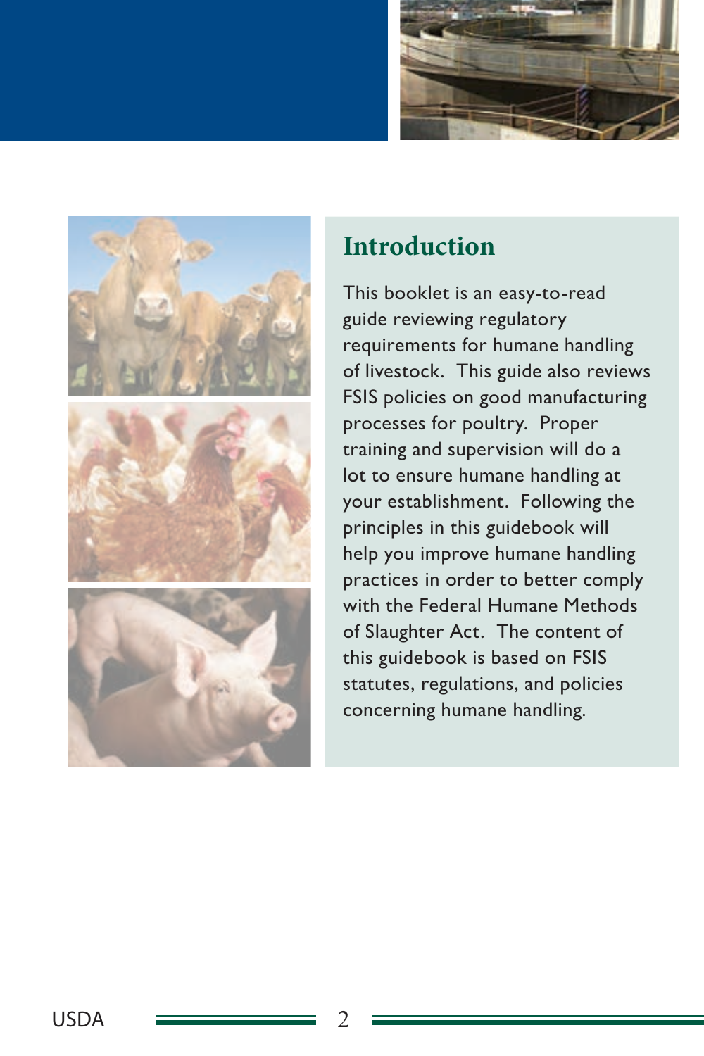## Introduction

This booklet is an easy-to-read guide reviewing regulatory requirements for humane handling of livestock. This guide also reviews FSIS policies on good manufacturing processes for poultry. Proper training and supervision will do a lot to ensure humane handling at your establishment. Following the principles in this guidebook will help you improve humane handling practices in order to better comply with the Federal Humane Methods of Slaughter Act. The content of this guidebook is based on FSIS statutes, regulations, and policies concerning humane handling.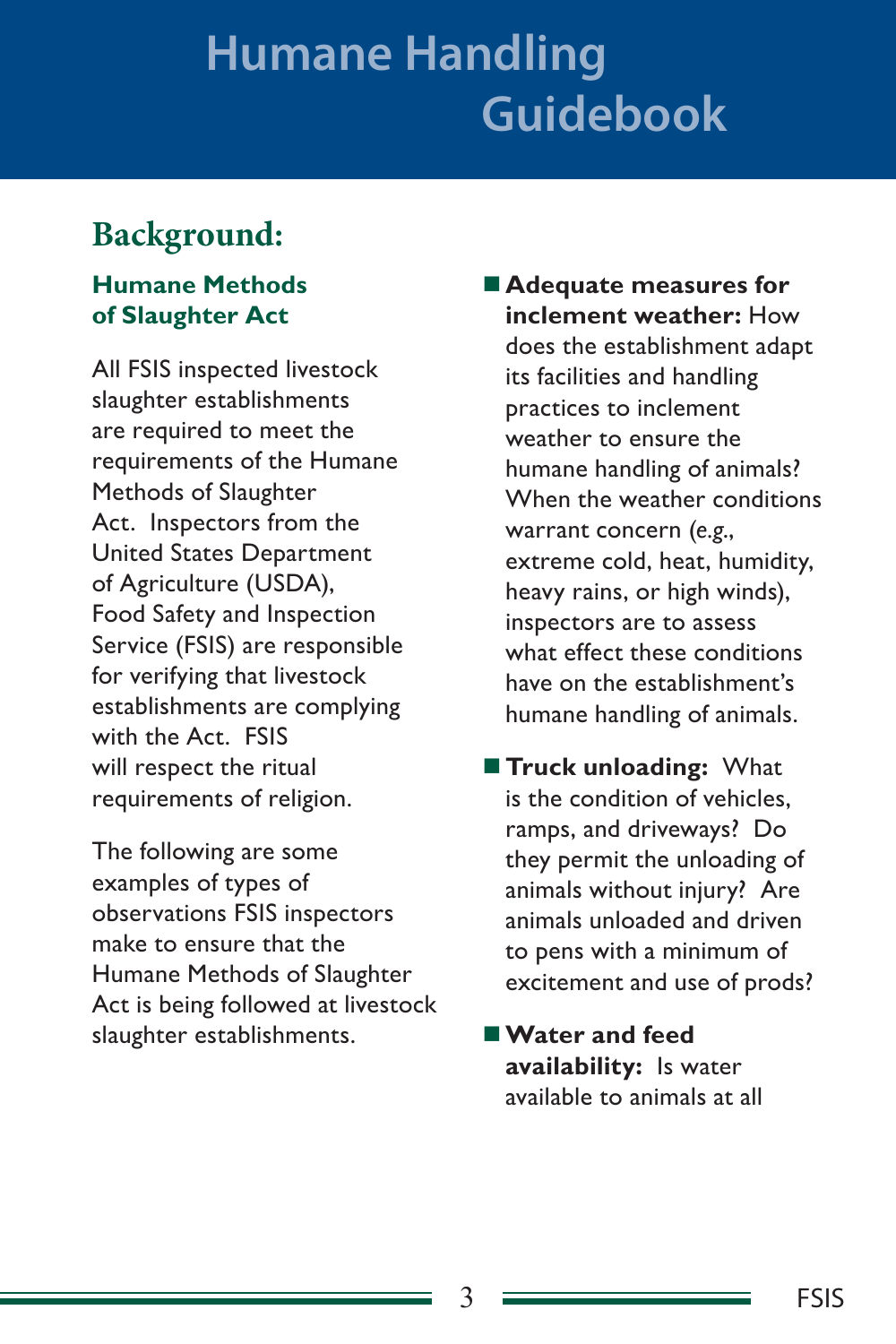# Humane Handling Guidebook

## Background:

### Humane Methods of Slaughter Act

All FSIS inspected livestock slaughter establishments are required to meet the requirements of the Humane Methods of Slaughter Act. Inspectors from the United States Department of Agriculture (USDA), Food Safety and Inspection Service (FSIS) are responsible for verifying that livestock establishments are complying with the Act. FSIS will respect the ritual requirements of religion.

The following are some examples of types of observations FSIS inspectors make to ensure that the Humane Methods of Slaughter Act is being followed at livestock slaughter establishments.

- **Adequate measures for inclement weather:** How does the establishment adapt its facilities and handling practices to inclement weather to ensure the humane handling of animals? When the weather conditions warrant concern (*e.g.*, extreme cold, heat, humidity, heavy rains, or high winds), inspectors are to assess what effect these conditions have on the establishment's humane handling of animals.
- **Truck unloading:** What is the condition of vehicles, ramps, and driveways? Do they permit the unloading of animals without injury? Are animals unloaded and driven to pens with a minimum of excitement and use of prods?
- **Water and feed availability:** Is water available to animals at all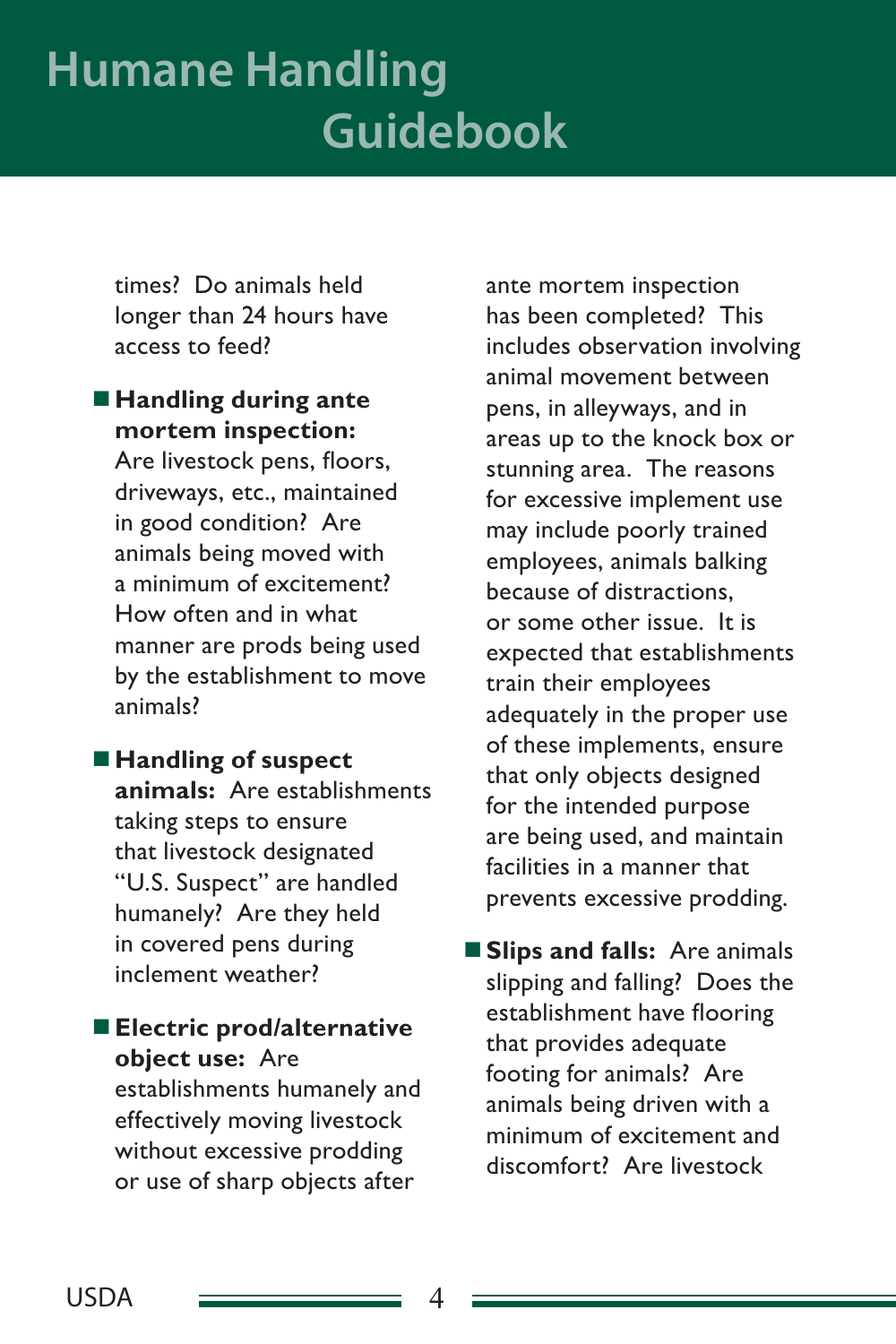times? Do animals held longer than 24 hours have access to feed?

- **Handling during ante mortem inspection:** Are livestock pens, floors, driveways, etc., maintained in good condition? Are animals being moved with a minimum of excitement? How often and in what manner are prods being used by the establishment to move animals?

- **Handling of suspect animals:** Are establishments taking steps to ensure that livestock designated "U.S. Suspect" are handled humanely? Are they held in covered pens during inclement weather?

- **Electric prod/alternative object use:** Are establishments humanely and effectively moving livestock without excessive prodding or use of sharp objects after ante mortem inspection has been completed? This includes observation involving animal movement between pens, in alleyways, and in areas up to the knock box or stunning area. The reasons for excessive implement use may include poorly trained employees, animals balking because of distractions, or some other issue. It is expected that establishments train their employees adequately in the proper use of these implements, ensure that only objects designed for the intended purpose are being used, and maintain facilities in a manner that prevents excessive prodding.

- **Slips and falls:** Are animals slipping and falling? Does the establishment have flooring that provides adequate footing for animals? Are animals being driven with a minimum of excitement and discomfort? Are livestock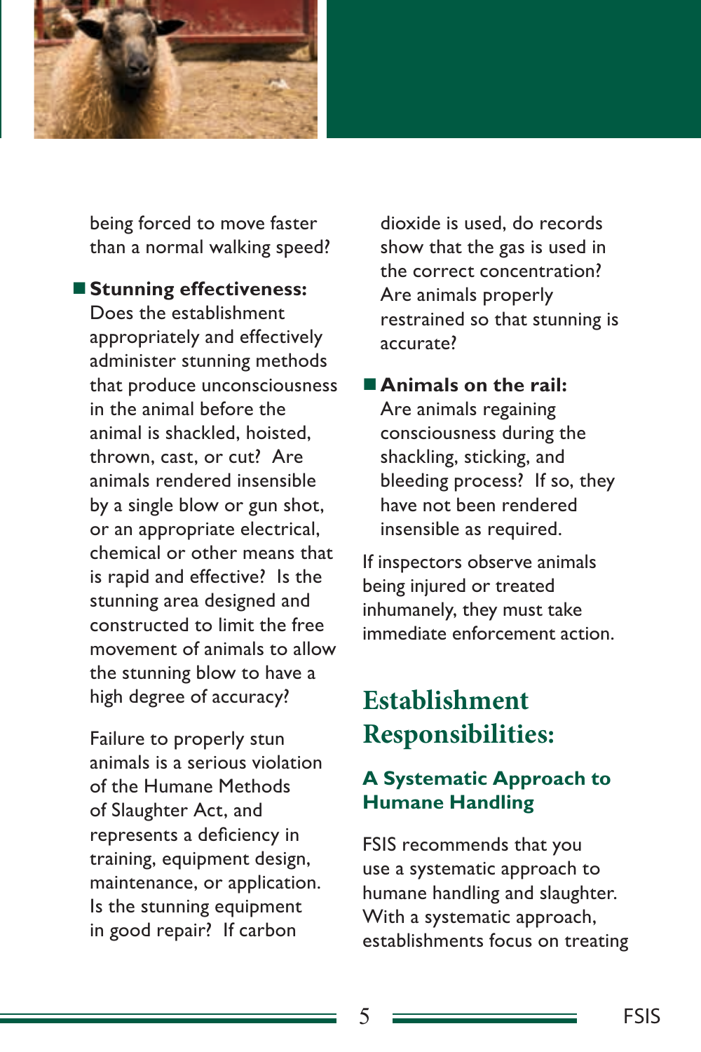being forced to move faster than a normal walking speed?

- **Stunning effectiveness:** Does the establishment appropriately and effectively administer stunning methods that produce unconsciousness in the animal before the animal is shackled, hoisted, thrown, cast, or cut? Are animals rendered insensible by a single blow or gun shot, or an appropriate electrical, chemical or other means that is rapid and effective? Is the stunning area designed and constructed to limit the free movement of animals to allow the stunning blow to have a high degree of accuracy?

  Failure to properly stun animals is a serious violation of the Humane Methods of Slaughter Act, and represents a deficiency in training, equipment design, maintenance, or application. Is the stunning equipment in good repair? If carbon dioxide is used, do records show that the gas is used in the correct concentration? Are animals properly restrained so that stunning is accurate?

- **Animals on the rail:** Are animals regaining consciousness during the shackling, sticking, and bleeding process? If so, they have not been rendered insensible as required.

If inspectors observe animals being injured or treated inhumanely, they must take immediate enforcement action.

## Establishment Responsibilities:

### A Systematic Approach to Humane Handling

FSIS recommends that you use a systematic approach to humane handling and slaughter. With a systematic approach, establishments focus on treating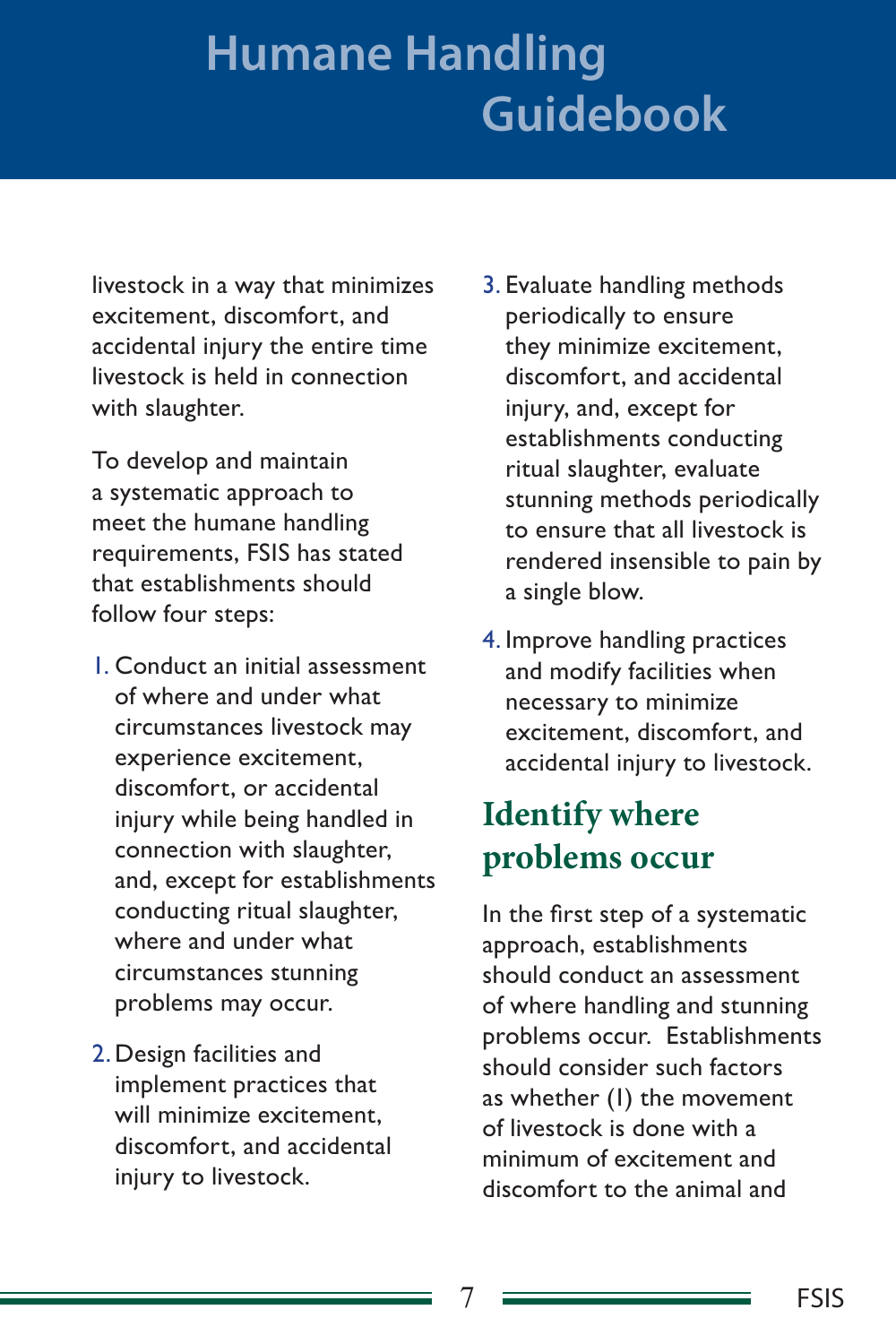livestock in a way that minimizes excitement, discomfort, and accidental injury the entire time livestock is held in connection with slaughter.

To develop and maintain a systematic approach to meet the humane handling requirements, FSIS has stated that establishments should follow four steps:

1. Conduct an initial assessment of where and under what circumstances livestock may experience excitement, discomfort, or accidental injury while being handled in connection with slaughter, and, except for establishments conducting ritual slaughter, where and under what circumstances stunning problems may occur.
2. Design facilities and implement practices that will minimize excitement, discomfort, and accidental injury to livestock.
3. Evaluate handling methods periodically to ensure they minimize excitement, discomfort, and accidental injury, and, except for establishments conducting ritual slaughter, evaluate stunning methods periodically to ensure that all livestock is rendered insensible to pain by a single blow.
4. Improve handling practices and modify facilities when necessary to minimize excitement, discomfort, and accidental injury to livestock.

## Identify where problems occur

In the first step of a systematic approach, establishments should conduct an assessment of where handling and stunning problems occur. Establishments should consider such factors as whether (1) the movement of livestock is done with a minimum of excitement and discomfort to the animal and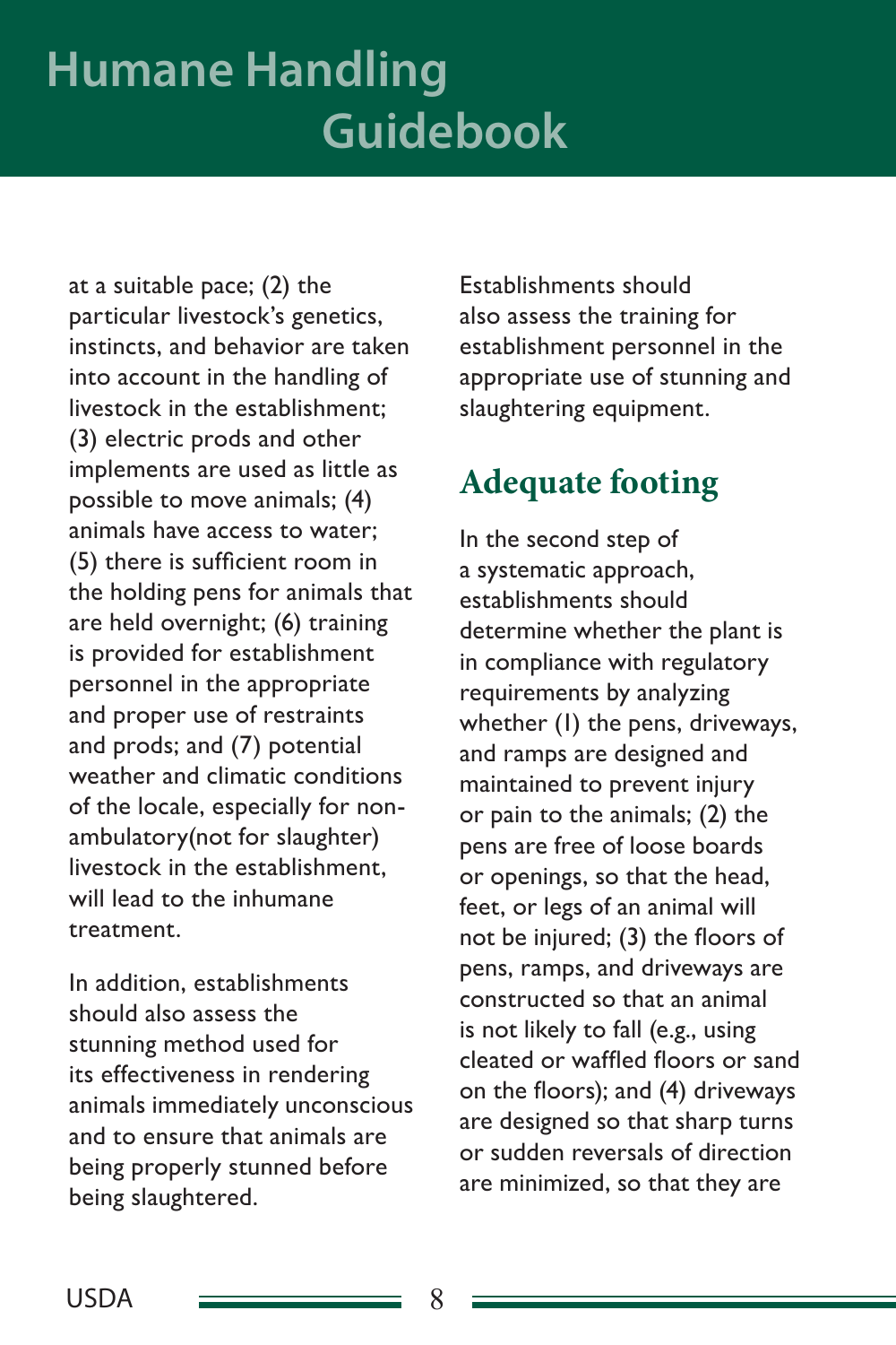at a suitable pace; (2) the particular livestock's genetics, instincts, and behavior are taken into account in the handling of livestock in the establishment; (3) electric prods and other implements are used as little as possible to move animals; (4) animals have access to water; (5) there is sufficient room in the holding pens for animals that are held overnight; (6) training is provided for establishment personnel in the appropriate and proper use of restraints and prods; and (7) potential weather and climatic conditions of the locale, especially for non-ambulatory(not for slaughter) livestock in the establishment, will lead to the inhumane treatment.

In addition, establishments should also assess the stunning method used for its effectiveness in rendering animals immediately unconscious and to ensure that animals are being properly stunned before being slaughtered.

Establishments should also assess the training for establishment personnel in the appropriate use of stunning and slaughtering equipment.

## Adequate footing

In the second step of a systematic approach, establishments should determine whether the plant is in compliance with regulatory requirements by analyzing whether (1) the pens, driveways, and ramps are designed and maintained to prevent injury or pain to the animals; (2) the pens are free of loose boards or openings, so that the head, feet, or legs of an animal will not be injured; (3) the floors of pens, ramps, and driveways are constructed so that an animal is not likely to fall (e.g., using cleated or waffled floors or sand on the floors); and (4) driveways are designed so that sharp turns or sudden reversals of direction are minimized, so that they are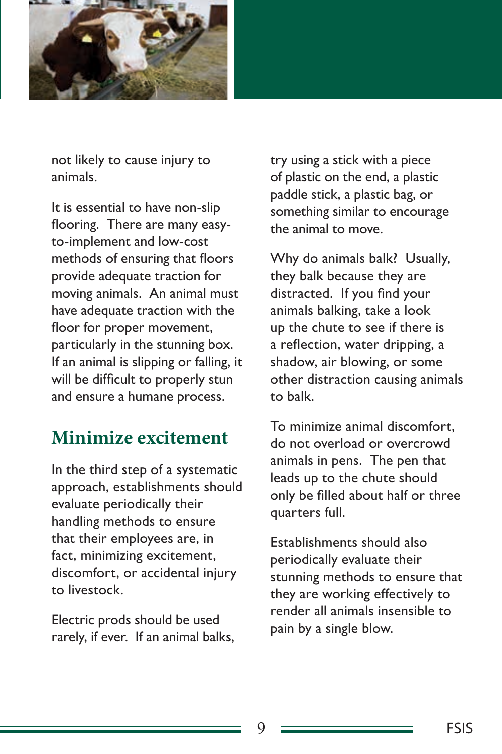not likely to cause injury to animals.

It is essential to have non-slip flooring. There are many easy-to-implement and low-cost methods of ensuring that floors provide adequate traction for moving animals. An animal must have adequate traction with the floor for proper movement, particularly in the stunning box. If an animal is slipping or falling, it will be difficult to properly stun and ensure a humane process.

## Minimize excitement

In the third step of a systematic approach, establishments should evaluate periodically their handling methods to ensure that their employees are, in fact, minimizing excitement, discomfort, or accidental injury to livestock.

Electric prods should be used rarely, if ever. If an animal balks, try using a stick with a piece of plastic on the end, a plastic paddle stick, a plastic bag, or something similar to encourage the animal to move.

Why do animals balk? Usually, they balk because they are distracted. If you find your animals balking, take a look up the chute to see if there is a reflection, water dripping, a shadow, air blowing, or some other distraction causing animals to balk.

To minimize animal discomfort, do not overload or overcrowd animals in pens. The pen that leads up to the chute should only be filled about half or three quarters full.

Establishments should also periodically evaluate their stunning methods to ensure that they are working effectively to render all animals insensible to pain by a single blow.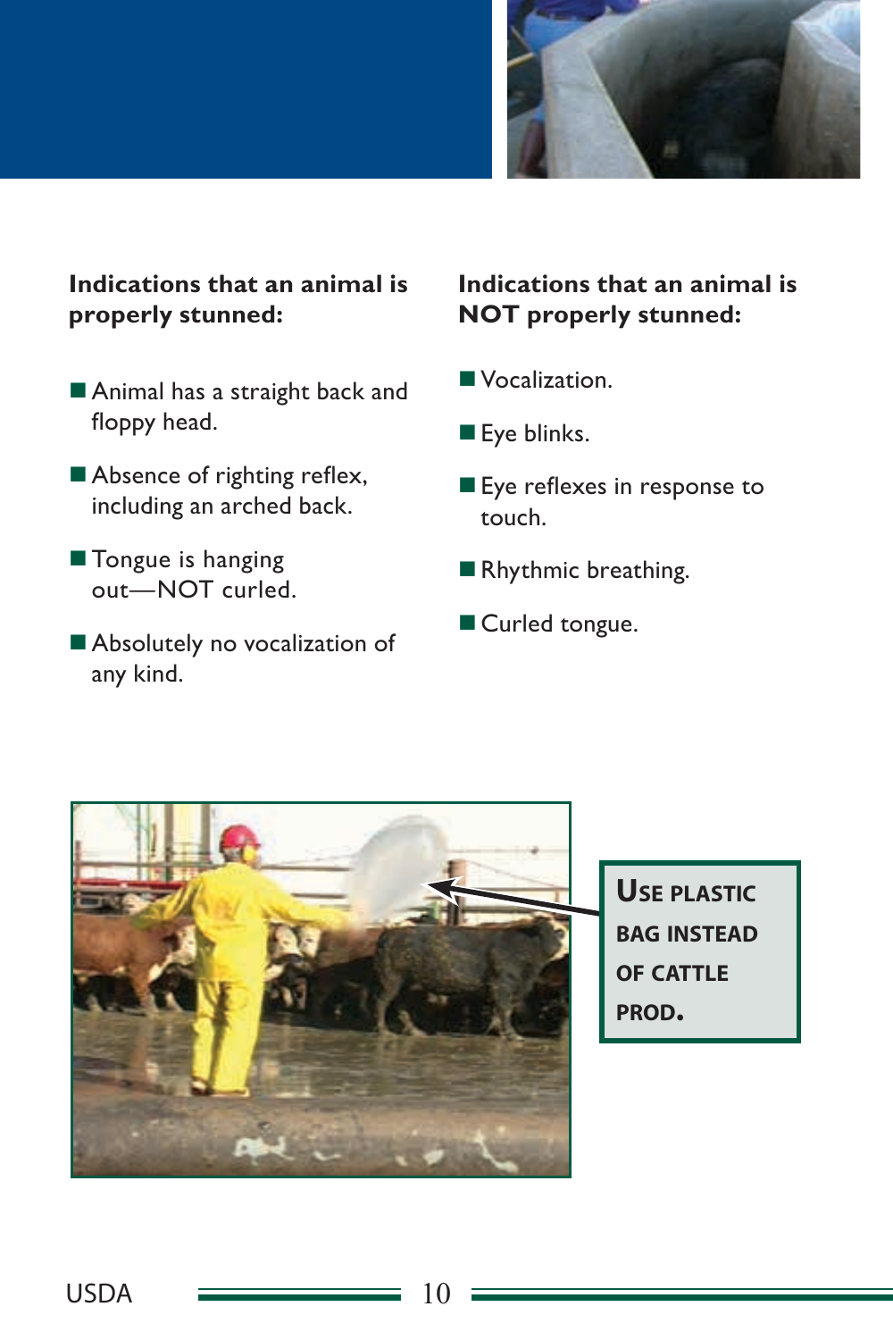**Indications that an animal is properly stunned:**

- Animal has a straight back and floppy head.
- Absence of righting reflex, including an arched back.
- Tongue is hanging out—NOT curled.
- Absolutely no vocalization of any kind.

**Indications that an animal is NOT properly stunned:**

- Vocalization.
- Eye blinks.
- Eye reflexes in response to touch.
- Rhythmic breathing.
- Curled tongue.

USE PLASTIC BAG INSTEAD OF CATTLE PROD.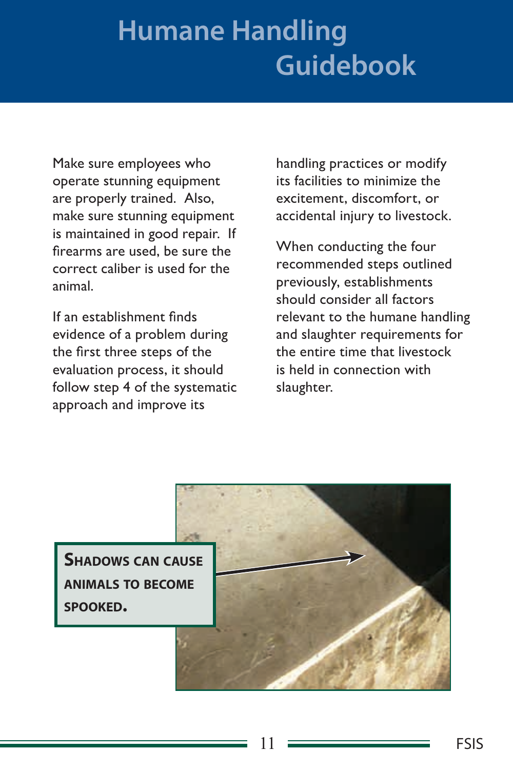Make sure employees who operate stunning equipment are properly trained. Also, make sure stunning equipment is maintained in good repair. If firearms are used, be sure the correct caliber is used for the animal.

If an establishment finds evidence of a problem during the first three steps of the evaluation process, it should follow step 4 of the systematic approach and improve its handling practices or modify its facilities to minimize the excitement, discomfort, or accidental injury to livestock.

When conducting the four recommended steps outlined previously, establishments should consider all factors relevant to the humane handling and slaughter requirements for the entire time that livestock is held in connection with slaughter.

**Shadows can cause animals to become spooked.**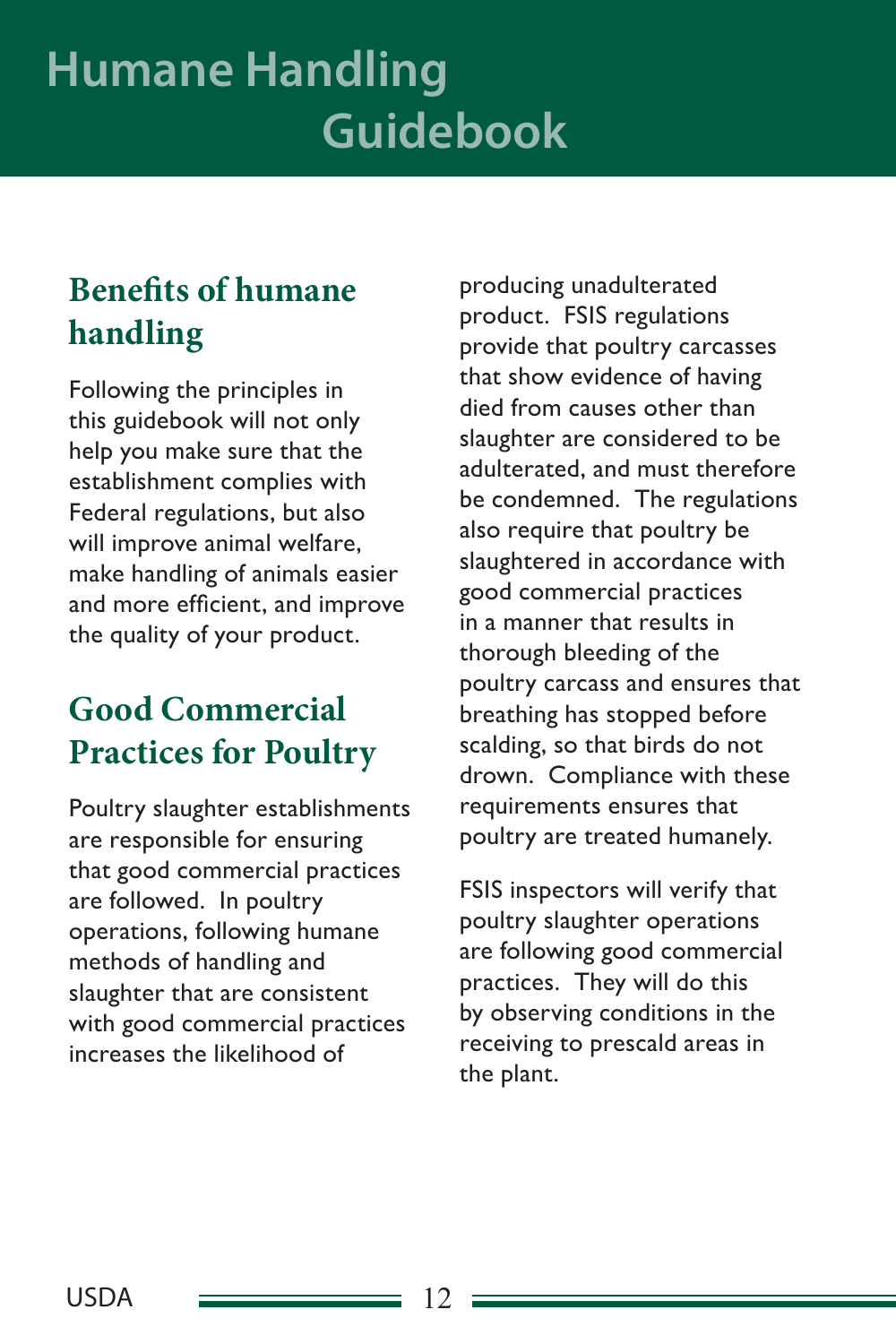## Benefits of humane handling

Following the principles in this guidebook will not only help you make sure that the establishment complies with Federal regulations, but also will improve animal welfare, make handling of animals easier and more efficient, and improve the quality of your product.

## Good Commercial Practices for Poultry

Poultry slaughter establishments are responsible for ensuring that good commercial practices are followed. In poultry operations, following humane methods of handling and slaughter that are consistent with good commercial practices increases the likelihood of producing unadulterated product. FSIS regulations provide that poultry carcasses that show evidence of having died from causes other than slaughter are considered to be adulterated, and must therefore be condemned. The regulations also require that poultry be slaughtered in accordance with good commercial practices in a manner that results in thorough bleeding of the poultry carcass and ensures that breathing has stopped before scalding, so that birds do not drown. Compliance with these requirements ensures that poultry are treated humanely.

FSIS inspectors will verify that poultry slaughter operations are following good commercial practices. They will do this by observing conditions in the receiving to prescald areas in the plant.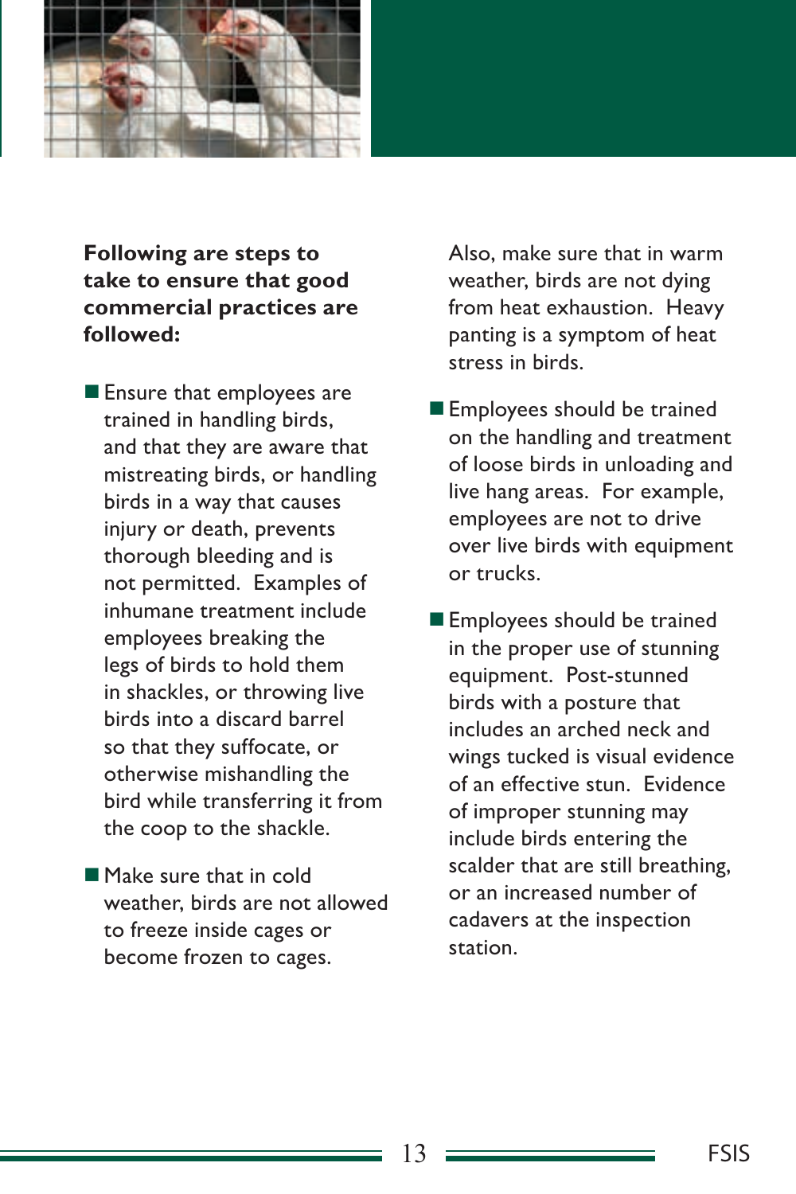**Following are steps to take to ensure that good commercial practices are followed:**

- Ensure that employees are trained in handling birds, and that they are aware that mistreating birds, or handling birds in a way that causes injury or death, prevents thorough bleeding and is not permitted. Examples of inhumane treatment include employees breaking the legs of birds to hold them in shackles, or throwing live birds into a discard barrel so that they suffocate, or otherwise mishandling the bird while transferring it from the coop to the shackle.

- Make sure that in cold weather, birds are not allowed to freeze inside cages or become frozen to cages. Also, make sure that in warm weather, birds are not dying from heat exhaustion. Heavy panting is a symptom of heat stress in birds.

- Employees should be trained on the handling and treatment of loose birds in unloading and live hang areas. For example, employees are not to drive over live birds with equipment or trucks.

- Employees should be trained in the proper use of stunning equipment. Post-stunned birds with a posture that includes an arched neck and wings tucked is visual evidence of an effective stun. Evidence of improper stunning may include birds entering the scalder that are still breathing, or an increased number of cadavers at the inspection station.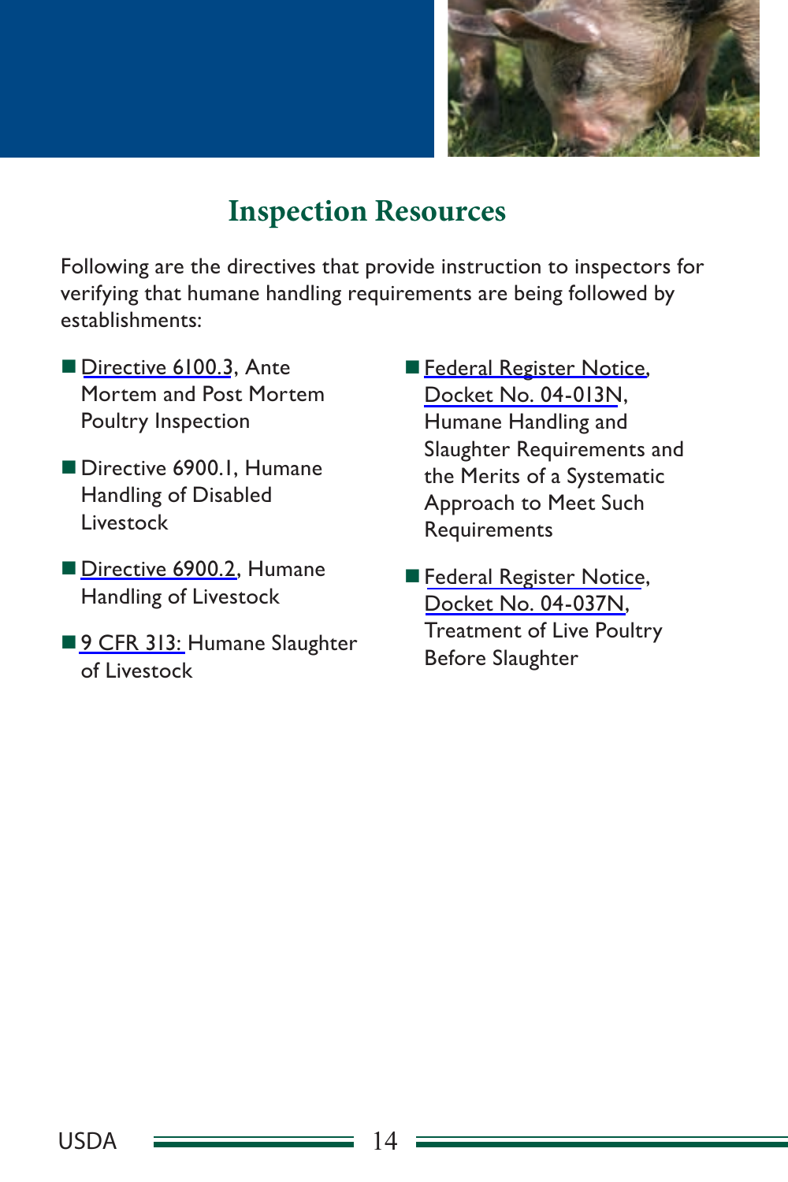## Inspection Resources

Following are the directives that provide instruction to inspectors for verifying that humane handling requirements are being followed by establishments:

- Directive 6100.3, Ante Mortem and Post Mortem Poultry Inspection
- Directive 6900.1, Humane Handling of Disabled Livestock
- Directive 6900.2, Humane Handling of Livestock
- 9 CFR 313: Humane Slaughter of Livestock
- Federal Register Notice, Docket No. 04-013N, Humane Handling and Slaughter Requirements and the Merits of a Systematic Approach to Meet Such Requirements
- Federal Register Notice, Docket No. 04-037N, Treatment of Live Poultry Before Slaughter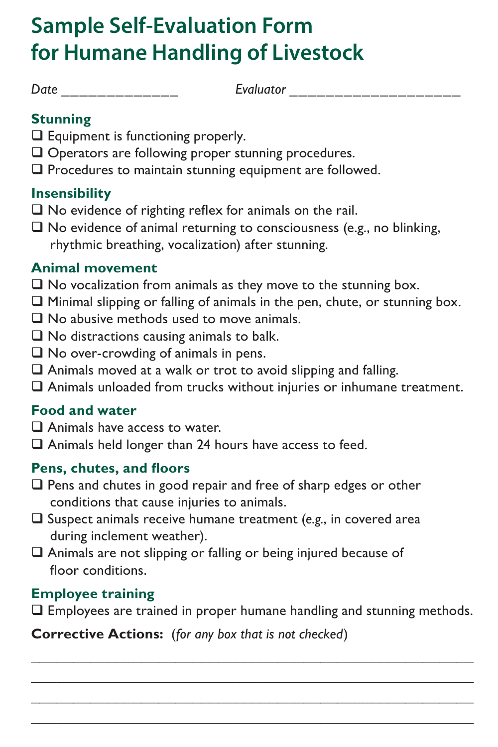# Sample Self-Evaluation Form for Humane Handling of Livestock

*Date* _______________ *Evaluator* ______________________

### Stunning

- ❑ Equipment is functioning properly.
- ❑ Operators are following proper stunning procedures.
- ❑ Procedures to maintain stunning equipment are followed.

### Insensibility

- ❑ No evidence of righting reflex for animals on the rail.
- ❑ No evidence of animal returning to consciousness (e.g., no blinking, rhythmic breathing, vocalization) after stunning.

### Animal movement

- ❑ No vocalization from animals as they move to the stunning box.
- ❑ Minimal slipping or falling of animals in the pen, chute, or stunning box.
- ❑ No abusive methods used to move animals.
- ❑ No distractions causing animals to balk.
- ❑ No over-crowding of animals in pens.
- ❑ Animals moved at a walk or trot to avoid slipping and falling.
- ❑ Animals unloaded from trucks without injuries or inhumane treatment.

### Food and water

- ❑ Animals have access to water.
- ❑ Animals held longer than 24 hours have access to feed.

### Pens, chutes, and floors

- ❑ Pens and chutes in good repair and free of sharp edges or other conditions that cause injuries to animals.
- ❑ Suspect animals receive humane treatment (*e.g.*, in covered area during inclement weather).
- ❑ Animals are not slipping or falling or being injured because of floor conditions.

### Employee training

- ❑ Employees are trained in proper humane handling and stunning methods.

**Corrective Actions:** (*for any box that is not checked*)

______________________________________________________________

______________________________________________________________

______________________________________________________________

______________________________________________________________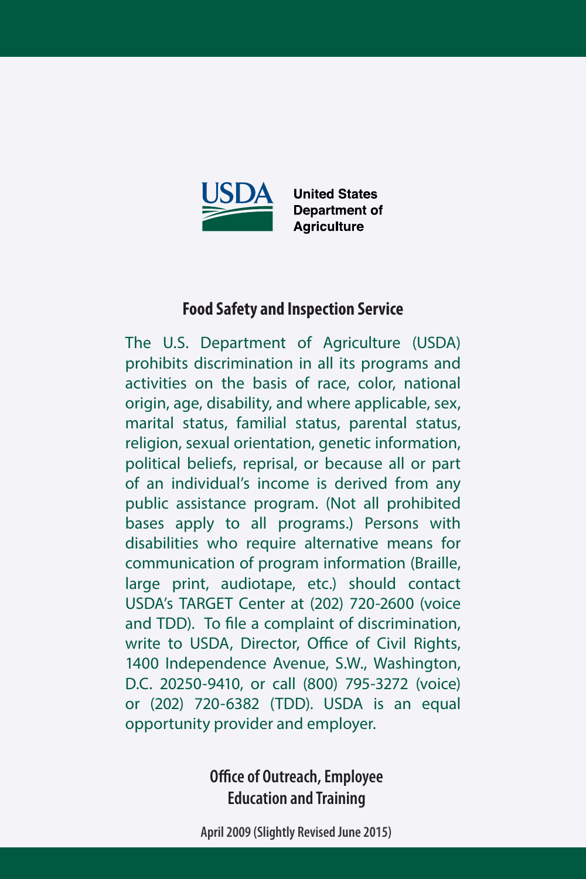USDA

United States
Department of
Agriculture

**Food Safety and Inspection Service**

The U.S. Department of Agriculture (USDA) prohibits discrimination in all its programs and activities on the basis of race, color, national origin, age, disability, and where applicable, sex, marital status, familial status, parental status, religion, sexual orientation, genetic information, political beliefs, reprisal, or because all or part of an individual's income is derived from any public assistance program. (Not all prohibited bases apply to all programs.) Persons with disabilities who require alternative means for communication of program information (Braille, large print, audiotape, etc.) should contact USDA's TARGET Center at (202) 720-2600 (voice and TDD). To file a complaint of discrimination, write to USDA, Director, Office of Civil Rights, 1400 Independence Avenue, S.W., Washington, D.C. 20250-9410, or call (800) 795-3272 (voice) or (202) 720-6382 (TDD). USDA is an equal opportunity provider and employer.

**Office of Outreach, Employee Education and Training**

**April 2009 (Slightly Revised June 2015)**